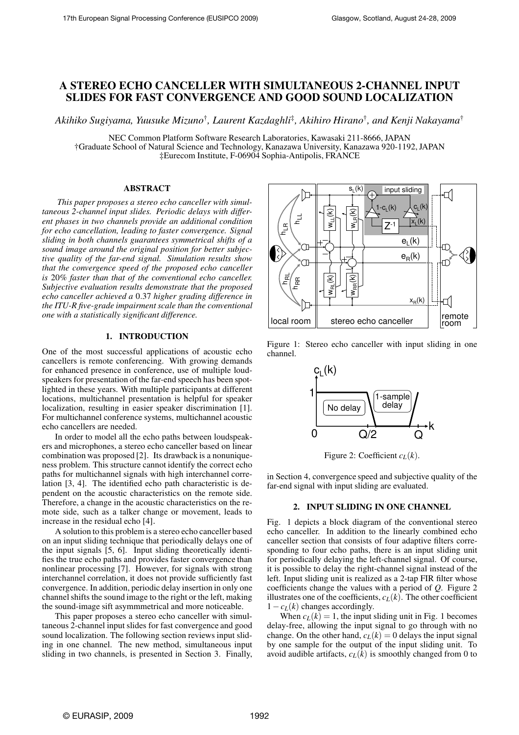# A STEREO ECHO CANCELLER WITH SIMULTANEOUS 2-CHANNEL INPUT SLIDES FOR FAST CONVERGENCE AND GOOD SOUND LOCALIZATION

*Akihiko Sugiyama, Yuusuke Mizuno†, Laurent Kazdaghli‡, Akihiro Hirano†, and Kenji Nakayama†*

NEC Common Platform Software Research Laboratories, Kawasaki 211-8666, JAPAN
†Graduate School of Natural Science and Technology, Kanazawa University, Kanazawa 920-1192, JAPAN
‡Eurecom Institute, F-06904 Sophia-Antipolis, FRANCE

## ABSTRACT

*This paper proposes a stereo echo canceller with simultaneous 2-channel input slides. Periodic delays with different phases in two channels provide an additional condition for echo cancellation, leading to faster convergence. Signal sliding in both channels guarantees symmetrical shifts of a sound image around the original position for better subjective quality of the far-end signal. Simulation results show that the convergence speed of the proposed echo canceller is 20% faster than that of the conventional echo canceller. Subjective evaluation results demonstrate that the proposed echo canceller achieved a 0.37 higher grading difference in the ITU-R five-grade impairment scale than the conventional one with a statistically significant difference.*

## 1. INTRODUCTION

One of the most successful applications of acoustic echo cancellers is remote conferencing. With growing demands for enhanced presence in conference, use of multiple loudspeakers for presentation of the far-end speech has been spotlighted in these years. With multiple participants at different locations, multichannel presentation is helpful for speaker localization, resulting in easier speaker discrimination [1]. For multichannel conference systems, multichannel acoustic echo cancellers are needed.

In order to model all the echo paths between loudspeakers and microphones, a stereo echo canceller based on linear combination was proposed [2]. Its drawback is a nonuniqueness problem. This structure cannot identify the correct echo paths for multichannel signals with high interchannel correlation [3, 4]. The identified echo path characteristic is dependent on the acoustic characteristics on the remote side. Therefore, a change in the acoustic characteristics on the remote side, such as a talker change or movement, leads to increase in the residual echo [4].

A solution to this problem is a stereo echo canceller based on an input sliding technique that periodically delays one of the input signals [5, 6]. Input sliding theoretically identifies the true echo paths and provides faster convergence than nonlinear processing [7]. However, for signals with strong interchannel correlation, it does not provide sufficiently fast convergence. In addition, periodic delay insertion in only one channel shifts the sound image to the right or the left, making the sound-image sift asymmmetrical and more noticeable.

This paper proposes a stereo echo canceller with simultaneous 2-channel input slides for fast convergence and good sound localization. The following section reviews input sliding in one channel. The new method, simultaneous input sliding in two channels, is presented in Section 3. Finally, in Section 4, convergence speed and subjective quality of the far-end signal with input sliding are evaluated.

Figure 1: Stereo echo canceller with input sliding in one channel.

Figure 2: Coefficient $c_L(k)$.

## 2. INPUT SLIDING IN ONE CHANNEL

Fig. 1 depicts a block diagram of the conventional stereo echo canceller. In addition to the linearly combined echo canceller section that consists of four adaptive filters corresponding to four echo paths, there is an input sliding unit for periodically delaying the left-channel signal. Of course, it is possible to delay the right-channel signal instead of the left. Input sliding unit is realized as a 2-tap FIR filter whose coefficients change the values with a period of $Q$. Figure 2 illustrates one of the coefficients, $c_L(k)$. The other coefficient $1-c_L(k)$ changes accordingly.

When $c_L(k)=1$, the input sliding unit in Fig. 1 becomes delay-free, allowing the input signal to go through with no change. On the other hand, $c_L(k)=0$ delays the input signal by one sample for the output of the input sliding unit. To avoid audible artifacts, $c_L(k)$ is smoothly changed from 0 to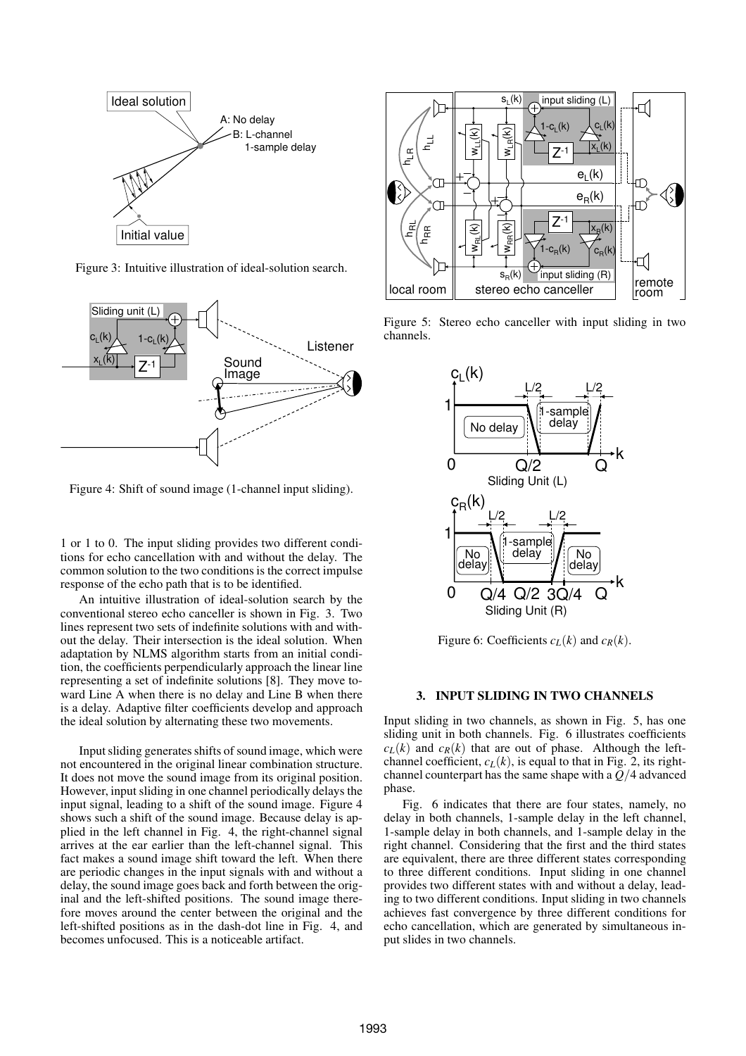Figure 3: Intuitive illustration of ideal-solution search.

Figure 4: Shift of sound image (1-channel input sliding).

1 or 1 to 0. The input sliding provides two different conditions for echo cancellation with and without the delay. The common solution to the two conditions is the correct impulse response of the echo path that is to be identified.

An intuitive illustration of ideal-solution search by the conventional stereo echo canceller is shown in Fig. 3. Two lines represent two sets of indefinite solutions with and without the delay. Their intersection is the ideal solution. When adaptation by NLMS algorithm starts from an initial condition, the coefficients perpendicularly approach the linear line representing a set of indefinite solutions [8]. They move toward Line A when there is no delay and Line B when there is a delay. Adaptive filter coefficients develop and approach the ideal solution by alternating these two movements.

Input sliding generates shifts of sound image, which were not encountered in the original linear combination structure. It does not move the sound image from its original position. However, input sliding in one channel periodically delays the input signal, leading to a shift of the sound image. Figure 4 shows such a shift of the sound image. Because delay is applied in the left channel in Fig. 4, the right-channel signal arrives at the ear earlier than the left-channel signal. This fact makes a sound image shift toward the left. When there are periodic changes in the input signals with and without a delay, the sound image goes back and forth between the original and the left-shifted positions. The sound image therefore moves around the center between the original and the left-shifted positions as in the dash-dot line in Fig. 4, and becomes unfocused. This is a noticeable artifact.

Figure 5: Stereo echo canceller with input sliding in two channels.

Figure 6: Coefficients $c_L(k)$ and $c_R(k)$.

## 3. INPUT SLIDING IN TWO CHANNELS

Input sliding in two channels, as shown in Fig. 5, has one sliding unit in both channels. Fig. 6 illustrates coefficients $c_L(k)$ and $c_R(k)$ that are out of phase. Although the left-channel coefficient, $c_L(k)$, is equal to that in Fig. 2, its right-channel counterpart has the same shape with a $Q/4$ advanced phase.

Fig. 6 indicates that there are four states, namely, no delay in both channels, 1-sample delay in the left channel, 1-sample delay in both channels, and 1-sample delay in the right channel. Considering that the first and the third states are equivalent, there are three different states corresponding to three different conditions. Input sliding in one channel provides two different states with and without a delay, leading to two different conditions. Input sliding in two channels achieves fast convergence by three different conditions for echo cancellation, which are generated by simultaneous input slides in two channels.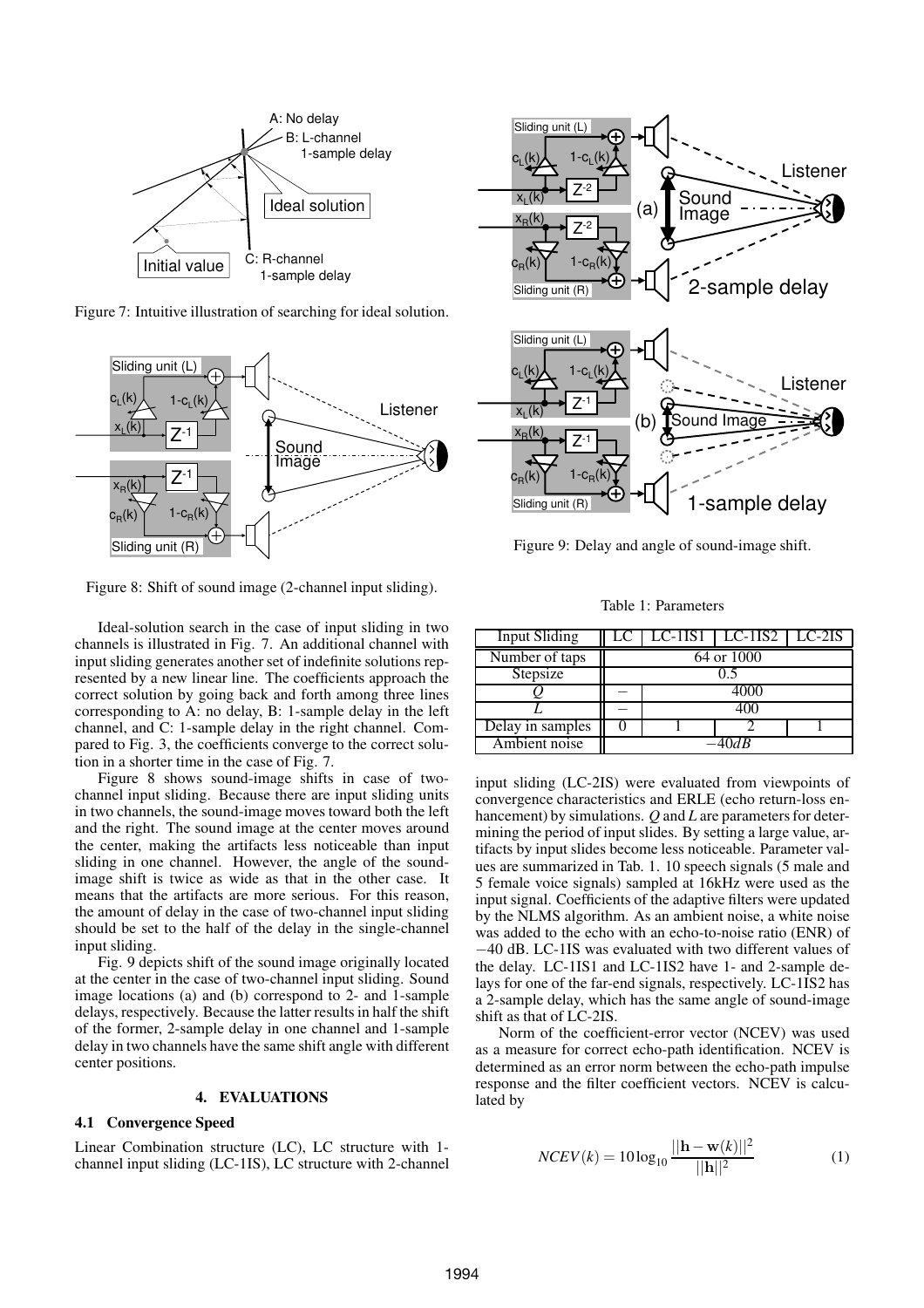Figure 7: Intuitive illustration of searching for ideal solution.

Figure 8: Shift of sound image (2-channel input sliding).

Ideal-solution search in the case of input sliding in two channels is illustrated in Fig. 7. An additional channel with input sliding generates another set of indefinite solutions represented by a new linear line. The coefficients approach the correct solution by going back and forth among three lines corresponding to A: no delay, B: 1-sample delay in the left channel, and C: 1-sample delay in the right channel. Compared to Fig. 3, the coefficients converge to the correct solution in a shorter time in the case of Fig. 7.

Figure 8 shows sound-image shifts in case of two-channel input sliding. Because there are input sliding units in two channels, the sound-image moves toward both the left and the right. The sound image at the center moves around the center, making the artifacts less noticeable than input sliding in one channel. However, the angle of the sound-image shift is twice as wide as that in the other case. It means that the artifacts are more serious. For this reason, the amount of delay in the case of two-channel input sliding should be set to the half of the delay in the single-channel input sliding.

Fig. 9 depicts shift of the sound image originally located at the center in the case of two-channel input sliding. Sound image locations (a) and (b) correspond to 2- and 1-sample delays, respectively. Because the latter results in half the shift of the former, 2-sample delay in one channel and 1-sample delay in two channels have the same shift angle with different center positions.

## 4. EVALUATIONS

### 4.1 Convergence Speed

Linear Combination structure (LC), LC structure with 1-channel input sliding (LC-1IS), LC structure with 2-channel input sliding (LC-2IS) were evaluated from viewpoints of convergence characteristics and ERLE (echo return-loss enhancement) by simulations. $Q$ and $L$ are parameters for determining the period of input slides. By setting a large value, artifacts by input slides become less noticeable. Parameter values are summarized in Tab. 1. 10 speech signals (5 male and 5 female voice signals) sampled at 16kHz were used as the input signal. Coefficients of the adaptive filters were updated by the NLMS algorithm. As an ambient noise, a white noise was added to the echo with an echo-to-noise ratio (ENR) of $-40$ dB. LC-1IS was evaluated with two different values of the delay. LC-1IS1 and LC-1IS2 have 1- and 2-sample delays for one of the far-end signals, respectively. LC-1IS2 has a 2-sample delay, which has the same angle of sound-image shift as that of LC-2IS.

Figure 9: Delay and angle of sound-image shift.

Table 1: Parameters

| Input Sliding | LC | LC-1IS1 | LC-1IS2 | LC-2IS |
|---|---|---|---|---|
| Number of taps | 64 or 1000 | | | |
| Stepsize | 0.5 | | | |
| $Q$ | – | 4000 | | |
| $L$ | – | 400 | | |
| Delay in samples | 0 | 1 | 2 | 1 |
| Ambient noise | $-40dB$ | | | |

Norm of the coefficient-error vector (NCEV) was used as a measure for correct echo-path identification. NCEV is determined as an error norm between the echo-path impulse response and the filter coefficient vectors. NCEV is calculated by

$$NCEV(k) = 10\log_{10}\frac{||\mathbf{h}-\mathbf{w}(k)||^2}{||\mathbf{h}||^2} \tag{1}$$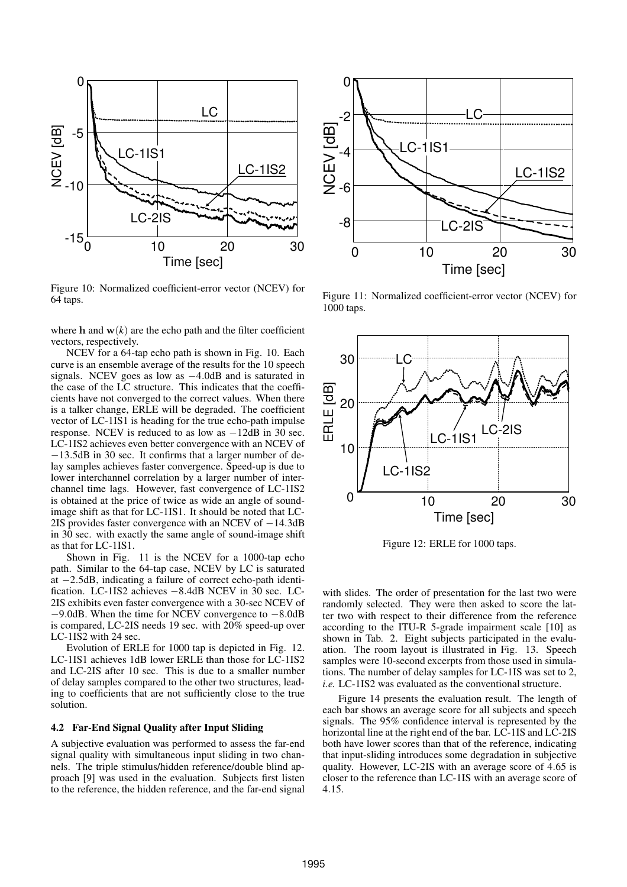Figure 10: Normalized coefficient-error vector (NCEV) for 64 taps.

Figure 11: Normalized coefficient-error vector (NCEV) for 1000 taps.

where $\mathbf{h}$ and $\mathbf{w}(k)$ are the echo path and the filter coefficient vectors, respectively.

NCEV for a 64-tap echo path is shown in Fig. 10. Each curve is an ensemble average of the results for the 10 speech signals. NCEV goes as low as $-4.0$dB and is saturated in the case of the LC structure. This indicates that the coefficients have not converged to the correct values. When there is a talker change, ERLE will be degraded. The coefficient vector of LC-1IS1 is heading for the true echo-path impulse response. NCEV is reduced to as low as $-12$dB in 30 sec. LC-1IS2 achieves even better convergence with an NCEV of $-13.5$dB in 30 sec. It confirms that a larger number of delay samples achieves faster convergence. Speed-up is due to lower interchannel correlation by a larger number of interchannel time lags. However, fast convergence of LC-1IS2 is obtained at the price of twice as wide an angle of sound-image shift as that for LC-1IS1. It should be noted that LC-2IS provides faster convergence with an NCEV of $-14.3$dB in 30 sec. with exactly the same angle of sound-image shift as that for LC-1IS1.

Shown in Fig. 11 is the NCEV for a 1000-tap echo path. Similar to the 64-tap case, NCEV by LC is saturated at $-2.5$dB, indicating a failure of correct echo-path identification. LC-1IS2 achieves $-8.4$dB NCEV in 30 sec. LC-2IS exhibits even faster convergence with a 30-sec NCEV of $-9.0$dB. When the time for NCEV convergence to $-8.0$dB is compared, LC-2IS needs 19 sec. with 20% speed-up over LC-1IS2 with 24 sec.

Evolution of ERLE for 1000 tap is depicted in Fig. 12. LC-1IS1 achieves 1dB lower ERLE than those for LC-1IS2 and LC-2IS after 10 sec. This is due to a smaller number of delay samples compared to the other two structures, leading to coefficients that are not sufficiently close to the true solution.

### 4.2 Far-End Signal Quality after Input Sliding

A subjective evaluation was performed to assess the far-end signal quality with simultaneous input sliding in two channels. The triple stimulus/hidden reference/double blind approach [9] was used in the evaluation. Subjects first listen to the reference, the hidden reference, and the far-end signal with slides. The order of presentation for the last two were randomly selected. They were then asked to score the latter two with respect to their difference from the reference according to the ITU-R 5-grade impairment scale [10] as shown in Tab. 2. Eight subjects participated in the evaluation. The room layout is illustrated in Fig. 13. Speech samples were 10-second excerpts from those used in simulations. The number of delay samples for LC-1IS was set to 2, *i.e.* LC-1IS2 was evaluated as the conventional structure.

Figure 12: ERLE for 1000 taps.

Figure 14 presents the evaluation result. The length of each bar shows an average score for all subjects and speech signals. The 95% confidence interval is represented by the horizontal line at the right end of the bar. LC-1IS and LC-2IS both have lower scores than that of the reference, indicating that input-sliding introduces some degradation in subjective quality. However, LC-2IS with an average score of 4.65 is closer to the reference than LC-1IS with an average score of 4.15.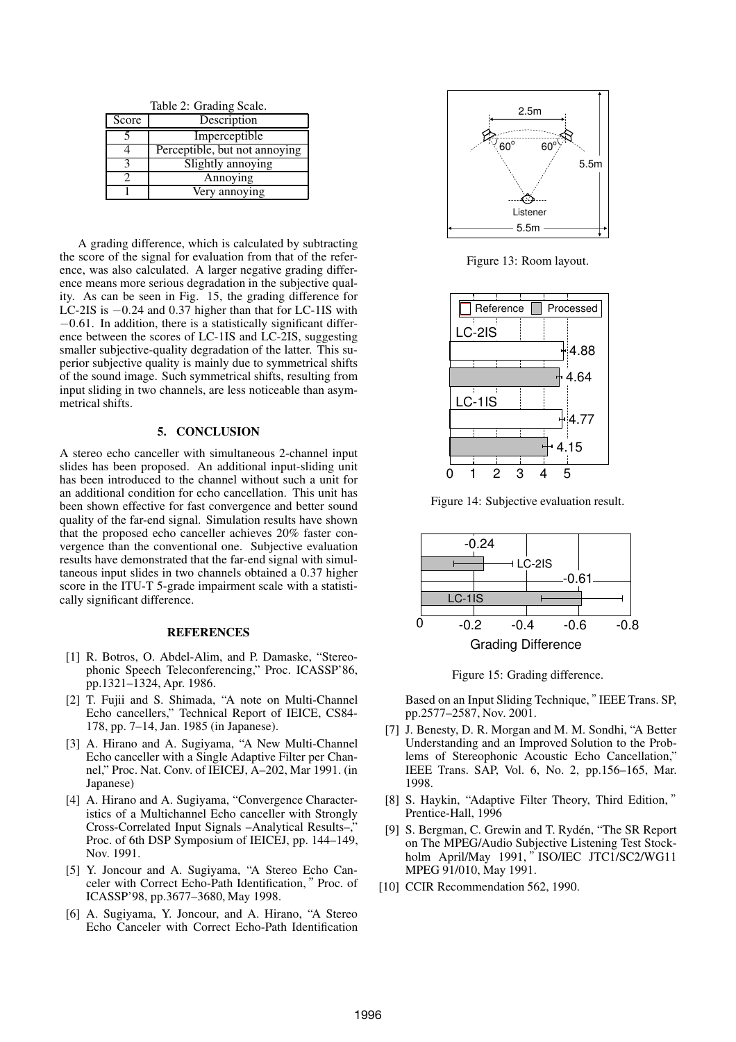Table 2: Grading Scale.

| Score | Description |
|---|---|
| 5 | Imperceptible |
| 4 | Perceptible, but not annoying |
| 3 | Slightly annoying |
| 2 | Annoying |
| 1 | Very annoying |

A grading difference, which is calculated by subtracting the score of the signal for evaluation from that of the reference, was also calculated. A larger negative grading difference means more serious degradation in the subjective quality. As can be seen in Fig. 15, the grading difference for LC-2IS is $-0.24$ and 0.37 higher than that for LC-1IS with $-0.61$. In addition, there is a statistically significant difference between the scores of LC-1IS and LC-2IS, suggesting smaller subjective-quality degradation of the latter. This superior subjective quality is mainly due to symmetrical shifts of the sound image. Such symmetrical shifts, resulting from input sliding in two channels, are less noticeable than asymmetrical shifts.

## 5. CONCLUSION

A stereo echo canceller with simultaneous 2-channel input slides has been proposed. An additional input-sliding unit has been introduced to the channel without such a unit for an additional condition for echo cancellation. This unit has been shown effective for fast convergence and better sound quality of the far-end signal. Simulation results have shown that the proposed echo canceller achieves 20% faster convergence than the conventional one. Subjective evaluation results have demonstrated that the far-end signal with simultaneous input slides in two channels obtained a 0.37 higher score in the ITU-T 5-grade impairment scale with a statistically significant difference.

2.5m
60°
60°
5.5m
Listener
5.5m

Figure 13: Room layout.

Reference
Processed
LC-2IS
4.88
4.64
LC-1IS
4.77
4.15
0 1 2 3 4 5

Figure 14: Subjective evaluation result.

-0.24
LC-2IS
-0.61
LC-1IS
0 -0.2 -0.4 -0.6 -0.8
Grading Difference

Figure 15: Grading difference.

## REFERENCES

[1] R. Botros, O. Abdel-Alim, and P. Damaske, "Stereophonic Speech Teleconferencing," Proc. ICASSP'86, pp.1321–1324, Apr. 1986.

[2] T. Fujii and S. Shimada, "A note on Multi-Channel Echo cancellers," Technical Report of IEICE, CS84-178, pp. 7–14, Jan. 1985 (in Japanese).

[3] A. Hirano and A. Sugiyama, "A New Multi-Channel Echo canceller with a Single Adaptive Filter per Channel," Proc. Nat. Conv. of IEICEJ, A–202, Mar 1991. (in Japanese)

[4] A. Hirano and A. Sugiyama, "Convergence Characteristics of a Multichannel Echo canceller with Strongly Cross-Correlated Input Signals –Analytical Results–," Proc. of 6th DSP Symposium of IEICEJ, pp. 144–149, Nov. 1991.

[5] Y. Joncour and A. Sugiyama, "A Stereo Echo Canceler with Correct Echo-Path Identification, " Proc. of ICASSP'98, pp.3677–3680, May 1998.

[6] A. Sugiyama, Y. Joncour, and A. Hirano, "A Stereo Echo Canceler with Correct Echo-Path Identification Based on an Input Sliding Technique, " IEEE Trans. SP, pp.2577–2587, Nov. 2001.

[7] J. Benesty, D. R. Morgan and M. M. Sondhi, "A Better Understanding and an Improved Solution to the Problems of Stereophonic Acoustic Echo Cancellation," IEEE Trans. SAP, Vol. 6, No. 2, pp.156–165, Mar. 1998.

[8] S. Haykin, "Adaptive Filter Theory, Third Edition, " Prentice-Hall, 1996

[9] S. Bergman, C. Grewin and T. Rydén, "The SR Report on The MPEG/Audio Subjective Listening Test Stockholm April/May 1991, " ISO/IEC JTC1/SC2/WG11 MPEG 91/010, May 1991.

[10] CCIR Recommendation 562, 1990.